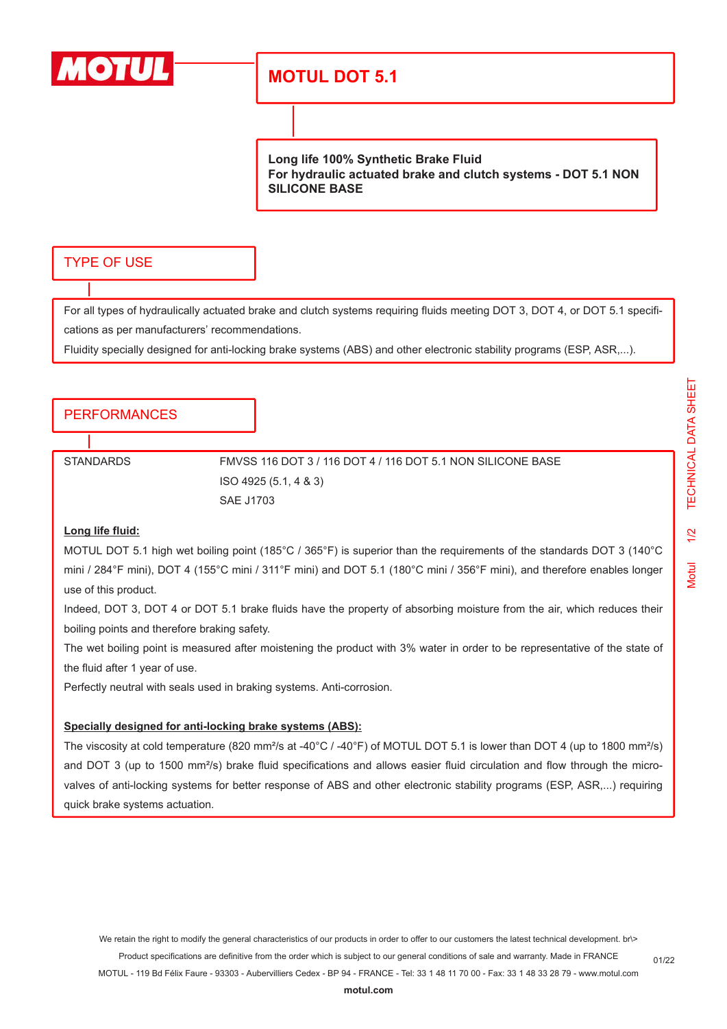# MOTUL DOT 5.1

**Long life 100% Synthetic Brake Fluid**
**For hydraulic actuated brake and clutch systems - DOT 5.1 NON SILICONE BASE**

## TYPE OF USE

For all types of hydraulically actuated brake and clutch systems requiring fluids meeting DOT 3, DOT 4, or DOT 5.1 specifications as per manufacturers' recommendations.

Fluidity specially designed for anti-locking brake systems (ABS) and other electronic stability programs (ESP, ASR,...).

## PERFORMANCES

| STANDARDS | FMVSS 116 DOT 3 / 116 DOT 4 / 116 DOT 5.1 NON SILICONE BASE |
|---|---|
| | ISO 4925 (5.1, 4 & 3) |
| | SAE J1703 |

**Long life fluid:**

MOTUL DOT 5.1 high wet boiling point (185°C / 365°F) is superior than the requirements of the standards DOT 3 (140°C mini / 284°F mini), DOT 4 (155°C mini / 311°F mini) and DOT 5.1 (180°C mini / 356°F mini), and therefore enables longer use of this product.

Indeed, DOT 3, DOT 4 or DOT 5.1 brake fluids have the property of absorbing moisture from the air, which reduces their boiling points and therefore braking safety.

The wet boiling point is measured after moistening the product with 3% water in order to be representative of the state of the fluid after 1 year of use.

Perfectly neutral with seals used in braking systems. Anti-corrosion.

**Specially designed for anti-locking brake systems (ABS):**

The viscosity at cold temperature (820 mm²/s at -40°C / -40°F) of MOTUL DOT 5.1 is lower than DOT 4 (up to 1800 mm²/s) and DOT 3 (up to 1500 mm²/s) brake fluid specifications and allows easier fluid circulation and flow through the micro-valves of anti-locking systems for better response of ABS and other electronic stability programs (ESP, ASR,...) requiring quick brake systems actuation.

We retain the right to modify the general characteristics of our products in order to offer to our customers the latest technical development. br\>
Product specifications are definitive from the order which is subject to our general conditions of sale and warranty. Made in FRANCE
MOTUL - 119 Bd Félix Faure - 93303 - Aubervilliers Cedex - BP 94 - FRANCE - Tel: 33 1 48 11 70 00 - Fax: 33 1 48 33 28 79 - www.motul.com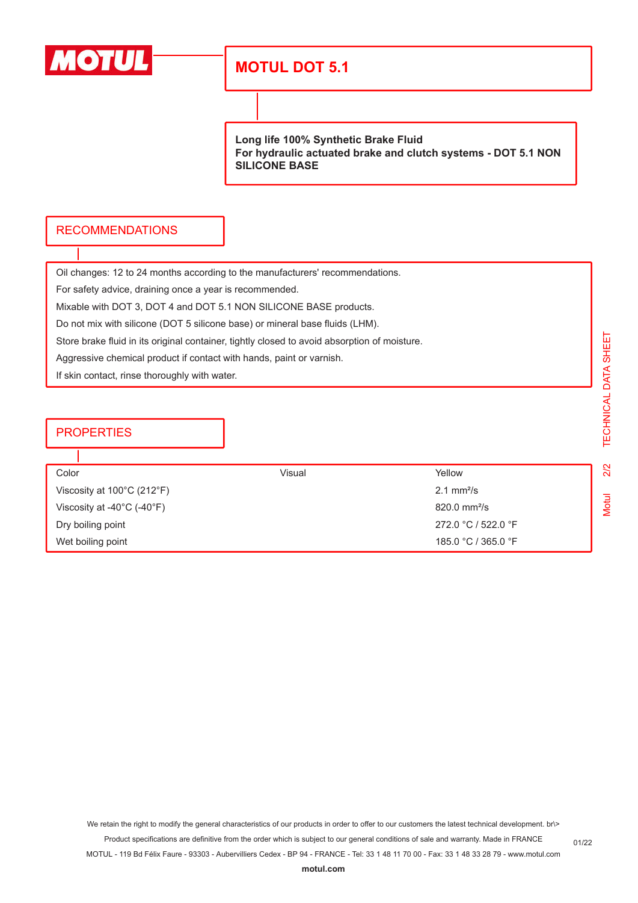# MOTUL DOT 5.1

**Long life 100% Synthetic Brake Fluid**
**For hydraulic actuated brake and clutch systems - DOT 5.1 NON SILICONE BASE**

## RECOMMENDATIONS

Oil changes: 12 to 24 months according to the manufacturers' recommendations.

For safety advice, draining once a year is recommended.

Mixable with DOT 3, DOT 4 and DOT 5.1 NON SILICONE BASE products.

Do not mix with silicone (DOT 5 silicone base) or mineral base fluids (LHM).

Store brake fluid in its original container, tightly closed to avoid absorption of moisture.

Aggressive chemical product if contact with hands, paint or varnish.

If skin contact, rinse thoroughly with water.

## PROPERTIES

| | | |
|---|---|---|
| Color | Visual | Yellow |
| Viscosity at 100°C (212°F) | | 2.1 mm²/s |
| Viscosity at -40°C (-40°F) | | 820.0 mm²/s |
| Dry boiling point | | 272.0 °C / 522.0 °F |
| Wet boiling point | | 185.0 °C / 365.0 °F |

We retain the right to modify the general characteristics of our products in order to offer to our customers the latest technical development. br\>
Product specifications are definitive from the order which is subject to our general conditions of sale and warranty. Made in FRANCE
MOTUL - 119 Bd Félix Faure - 93303 - Aubervilliers Cedex - BP 94 - FRANCE - Tel: 33 1 48 11 70 00 - Fax: 33 1 48 33 28 79 - www.motul.com

**motul.com**